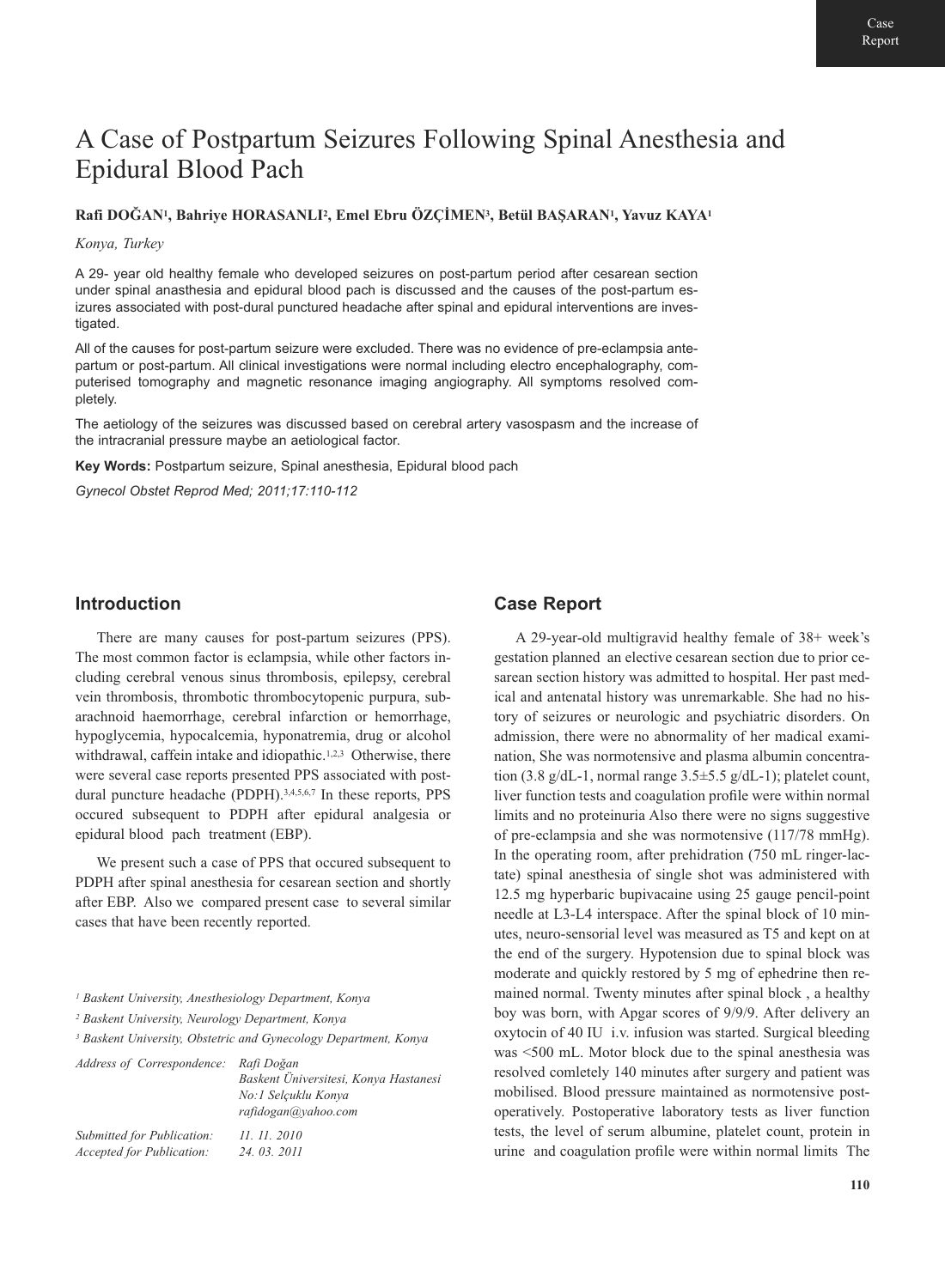Case Report

# A Case of Postpartum Seizures Following Spinal Anesthesia and Epidural Blood Pach

**Rafi DOĞAN[1], Bahriye HORASANLI[2], Emel Ebru ÖZÇİMEN[3], Betül BAŞARAN[1], Yavuz KAYA[1]**

*Konya, Turkey*

A 29- year old healthy female who developed seizures on post-partum period after cesarean section under spinal anasthesia and epidural blood pach is discussed and the causes of the post-partum esizures associated with post-dural punctured headache after spinal and epidural interventions are investigated.

All of the causes for post-partum seizure were excluded. There was no evidence of pre-eclampsia antepartum or post-partum. All clinical investigations were normal including electro encephalography, computerised tomography and magnetic resonance imaging angiography. All symptoms resolved completely.

The aetiology of the seizures was discussed based on cerebral artery vasospasm and the increase of the intracranial pressure maybe an aetiological factor.

**Key Words:** Postpartum seizure, Spinal anesthesia, Epidural blood pach

*Gynecol Obstet Reprod Med; 2011;17:110-112*

## Introduction

There are many causes for post-partum seizures (PPS). The most common factor is eclampsia, while other factors including cerebral venous sinus thrombosis, epilepsy, cerebral vein thrombosis, thrombotic thrombocytopenic purpura, subarachnoid haemorrhage, cerebral infarction or hemorrhage, hypoglycemia, hypocalcemia, hyponatremia, drug or alcohol withdrawal, caffein intake and idiopathic.[1,2,3] Otherwise, there were several case reports presented PPS associated with post-dural puncture headache (PDPH).[3,4,5,6,7] In these reports, PPS occured subsequent to PDPH after epidural analgesia or epidural blood pach treatment (EBP).

We present such a case of PPS that occured subsequent to PDPH after spinal anesthesia for cesarean section and shortly after EBP. Also we compared present case to several similar cases that have been recently reported.

*[1] Baskent University, Anesthesiology Department, Konya*

*[2] Baskent University, Neurology Department, Konya*

*[3] Baskent University, Obstetric and Gynecology Department, Konya*

*Address of Correspondence:* *Rafi Doğan*
*Baskent Üniversitesi, Konya Hastanesi*
*No:1 Selçuklu Konya*
*rafidogan@yahoo.com*

*Submitted for Publication:* *11. 11. 2010*
*Accepted for Publication:* *24. 03. 2011*

## Case Report

A 29-year-old multigravid healthy female of 38+ week's gestation planned an elective cesarean section due to prior cesarean section history was admitted to hospital. Her past medical and antenatal history was unremarkable. She had no history of seizures or neurologic and psychiatric disorders. On admission, there were no abnormality of her madical examination, She was normotensive and plasma albumin concentration (3.8 g/dL-1, normal range 3.5±5.5 g/dL-1); platelet count, liver function tests and coagulation profile were within normal limits and no proteinuria Also there were no signs suggestive of pre-eclampsia and she was normotensive (117/78 mmHg). In the operating room, after prehidration (750 mL ringer-lactate) spinal anesthesia of single shot was administered with 12.5 mg hyperbaric bupivacaine using 25 gauge pencil-point needle at L3-L4 interspace. After the spinal block of 10 minutes, neuro-sensorial level was measured as T5 and kept on at the end of the surgery. Hypotension due to spinal block was moderate and quickly restored by 5 mg of ephedrine then remained normal. Twenty minutes after spinal block , a healthy boy was born, with Apgar scores of 9/9/9. After delivery an oxytocin of 40 IU i.v. infusion was started. Surgical bleeding was <500 mL. Motor block due to the spinal anesthesia was resolved comletely 140 minutes after surgery and patient was mobilised. Blood pressure maintained as normotensive postoperatively. Postoperative laboratory tests as liver function tests, the level of serum albumine, platelet count, protein in urine and coagulation profile were within normal limits The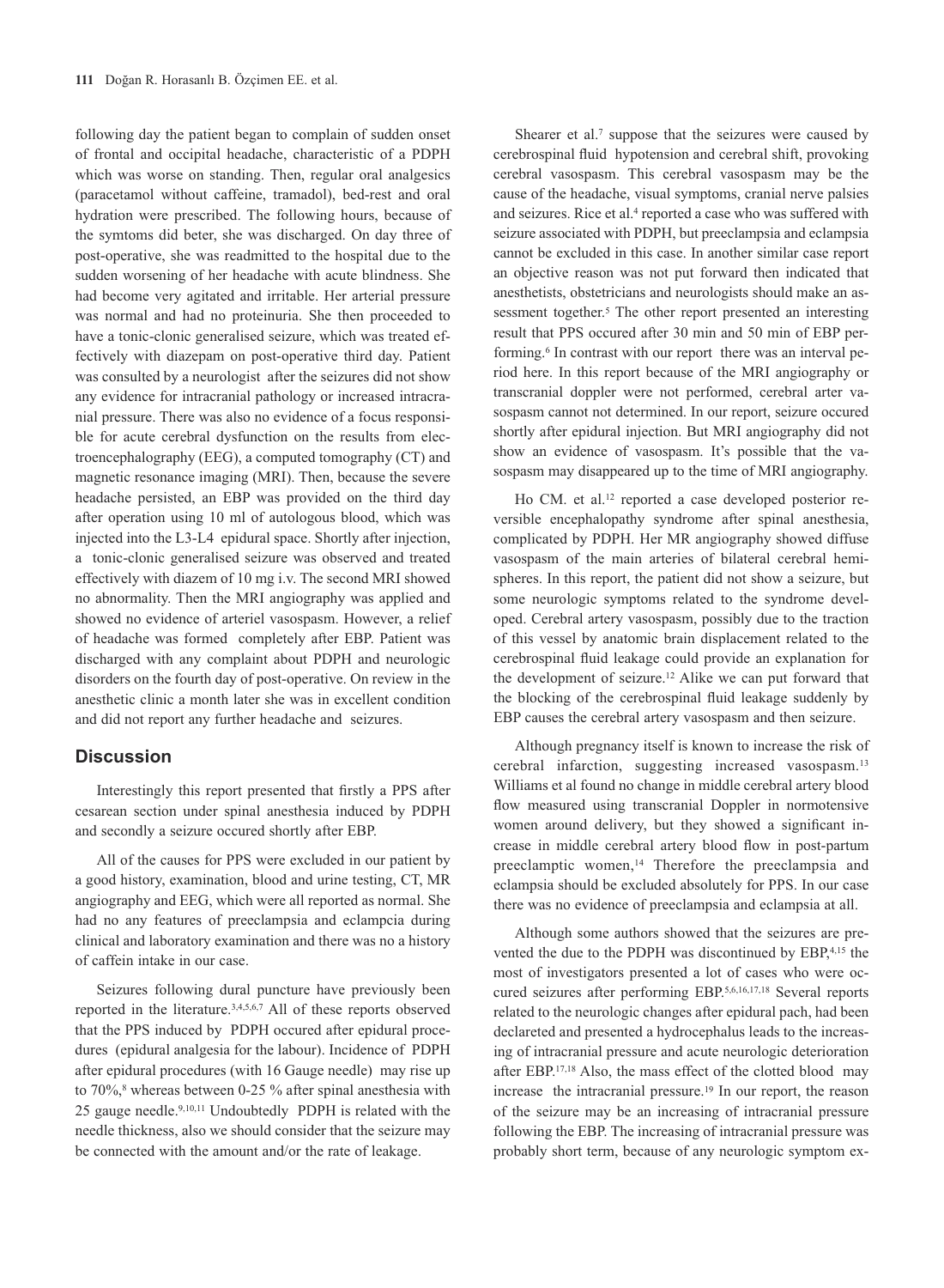following day the patient began to complain of sudden onset of frontal and occipital headache, characteristic of a PDPH which was worse on standing. Then, regular oral analgesics (paracetamol without caffeine, tramadol), bed-rest and oral hydration were prescribed. The following hours, because of the symtoms did beter, she was discharged. On day three of post-operative, she was readmitted to the hospital due to the sudden worsening of her headache with acute blindness. She had become very agitated and irritable. Her arterial pressure was normal and had no proteinuria. She then proceeded to have a tonic-clonic generalised seizure, which was treated effectively with diazepam on post-operative third day. Patient was consulted by a neurologist after the seizures did not show any evidence for intracranial pathology or increased intracranial pressure. There was also no evidence of a focus responsible for acute cerebral dysfunction on the results from electroencephalography (EEG), a computed tomography (CT) and magnetic resonance imaging (MRI). Then, because the severe headache persisted, an EBP was provided on the third day after operation using 10 ml of autologous blood, which was injected into the L3-L4 epidural space. Shortly after injection, a tonic-clonic generalised seizure was observed and treated effectively with diazem of 10 mg i.v. The second MRI showed no abnormality. Then the MRI angiography was applied and showed no evidence of arteriel vasospasm. However, a relief of headache was formed completely after EBP. Patient was discharged with any complaint about PDPH and neurologic disorders on the fourth day of post-operative. On review in the anesthetic clinic a month later she was in excellent condition and did not report any further headache and seizures.

## Discussion

Interestingly this report presented that firstly a PPS after cesarean section under spinal anesthesia induced by PDPH and secondly a seizure occured shortly after EBP.

All of the causes for PPS were excluded in our patient by a good history, examination, blood and urine testing, CT, MR angiography and EEG, which were all reported as normal. She had no any features of preeclampsia and eclampcia during clinical and laboratory examination and there was no a history of caffein intake in our case.

Seizures following dural puncture have previously been reported in the literature.[3,4,5,6,7] All of these reports observed that the PPS induced by PDPH occured after epidural procedures (epidural analgesia for the labour). Incidence of PDPH after epidural procedures (with 16 Gauge needle) may rise up to 70%,[8] whereas between 0-25 % after spinal anesthesia with 25 gauge needle.[9,10,11] Undoubtedly PDPH is related with the needle thickness, also we should consider that the seizure may be connected with the amount and/or the rate of leakage.

Shearer et al.[7] suppose that the seizures were caused by cerebrospinal fluid hypotension and cerebral shift, provoking cerebral vasospasm. This cerebral vasospasm may be the cause of the headache, visual symptoms, cranial nerve palsies and seizures. Rice et al.[4] reported a case who was suffered with seizure associated with PDPH, but preeclampsia and eclampsia cannot be excluded in this case. In another similar case report an objective reason was not put forward then indicated that anesthetists, obstetricians and neurologists should make an assessment together.[5] The other report presented an interesting result that PPS occured after 30 min and 50 min of EBP performing.[6] In contrast with our report there was an interval period here. In this report because of the MRI angiography or transcranial doppler were not performed, cerebral arter vasospasm cannot not determined. In our report, seizure occured shortly after epidural injection. But MRI angiography did not show an evidence of vasospasm. It's possible that the vasospasm may disappeared up to the time of MRI angiography.

Ho CM. et al.[12] reported a case developed posterior reversible encephalopathy syndrome after spinal anesthesia, complicated by PDPH. Her MR angiography showed diffuse vasospasm of the main arteries of bilateral cerebral hemispheres. In this report, the patient did not show a seizure, but some neurologic symptoms related to the syndrome developed. Cerebral artery vasospasm, possibly due to the traction of this vessel by anatomic brain displacement related to the cerebrospinal fluid leakage could provide an explanation for the development of seizure.[12] Alike we can put forward that the blocking of the cerebrospinal fluid leakage suddenly by EBP causes the cerebral artery vasospasm and then seizure.

Although pregnancy itself is known to increase the risk of cerebral infarction, suggesting increased vasospasm.[13] Williams et al found no change in middle cerebral artery blood flow measured using transcranial Doppler in normotensive women around delivery, but they showed a significant increase in middle cerebral artery blood flow in post-partum preeclamptic women,[14] Therefore the preeclampsia and eclampsia should be excluded absolutely for PPS. In our case there was no evidence of preeclampsia and eclampsia at all.

Although some authors showed that the seizures are prevented the due to the PDPH was discontinued by EBP,[4,15] the most of investigators presented a lot of cases who were occured seizures after performing EBP.[5,6,16,17,18] Several reports related to the neurologic changes after epidural pach, had been declareted and presented a hydrocephalus leads to the increasing of intracranial pressure and acute neurologic deterioration after EBP.[17,18] Also, the mass effect of the clotted blood may increase the intracranial pressure.[19] In our report, the reason of the seizure may be an increasing of intracranial pressure following the EBP. The increasing of intracranial pressure was probably short term, because of any neurologic symptom ex-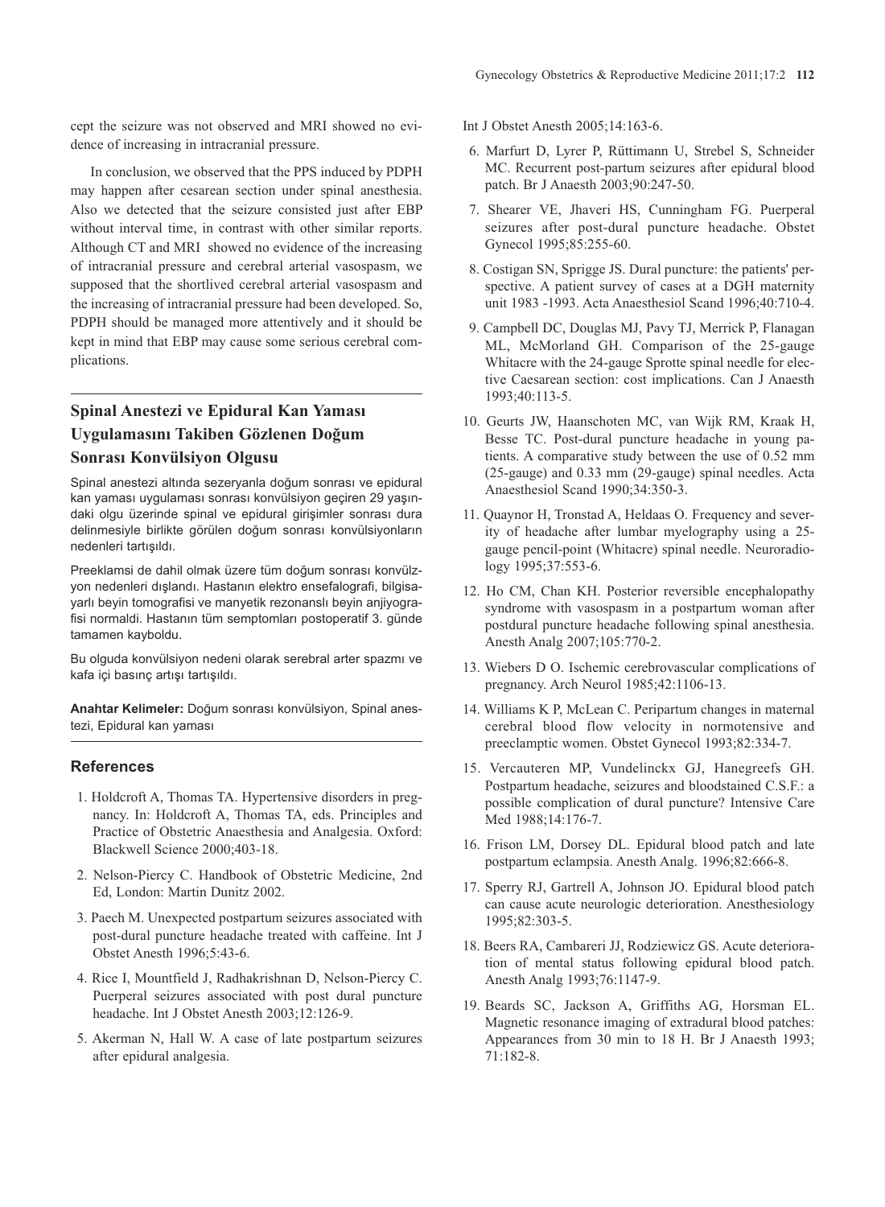cept the seizure was not observed and MRI showed no evidence of increasing in intracranial pressure.

In conclusion, we observed that the PPS induced by PDPH may happen after cesarean section under spinal anesthesia. Also we detected that the seizure consisted just after EBP without interval time, in contrast with other similar reports. Although CT and MRI showed no evidence of the increasing of intracranial pressure and cerebral arterial vasospasm, we supposed that the shortlived cerebral arterial vasospasm and the increasing of intracranial pressure had been developed. So, PDPH should be managed more attentively and it should be kept in mind that EBP may cause some serious cerebral complications.

## Spinal Anestezi ve Epidural Kan Yaması Uygulamasını Takiben Gözlenen Doğum Sonrası Konvülsiyon Olgusu

Spinal anestezi altında sezeryanla doğum sonrası ve epidural kan yaması uygulaması sonrası konvülsiyon geçiren 29 yaşındaki olgu üzerinde spinal ve epidural girişimler sonrası dura delinmesiyle birlikte görülen doğum sonrası konvülsiyonların nedenleri tartışıldı.

Preeklamsi de dahil olmak üzere tüm doğum sonrası konvülzyon nedenleri dışlandı. Hastanın elektro ensefalografi, bilgisayarlı beyin tomografisi ve manyetik rezonanslı beyin anjiyografisi normaldi. Hastanın tüm semptomları postoperatif 3. günde tamamen kayboldu.

Bu olguda konvülsiyon nedeni olarak serebral arter spazmı ve kafa içi basınç artışı tartışıldı.

**Anahtar Kelimeler:** Doğum sonrası konvülsiyon, Spinal anestezi, Epidural kan yaması

## References

1. Holdcroft A, Thomas TA. Hypertensive disorders in pregnancy. In: Holdcroft A, Thomas TA, eds. Principles and Practice of Obstetric Anaesthesia and Analgesia. Oxford: Blackwell Science 2000;403-18.
2. Nelson-Piercy C. Handbook of Obstetric Medicine, 2nd Ed, London: Martin Dunitz 2002.
3. Paech M. Unexpected postpartum seizures associated with post-dural puncture headache treated with caffeine. Int J Obstet Anesth 1996;5:43-6.
4. Rice I, Mountfield J, Radhakrishnan D, Nelson-Piercy C. Puerperal seizures associated with post dural puncture headache. Int J Obstet Anesth 2003;12:126-9.
5. Akerman N, Hall W. A case of late postpartum seizures after epidural analgesia. Int J Obstet Anesth 2005;14:163-6.
6. Marfurt D, Lyrer P, Rüttimann U, Strebel S, Schneider MC. Recurrent post-partum seizures after epidural blood patch. Br J Anaesth 2003;90:247-50.
7. Shearer VE, Jhaveri HS, Cunningham FG. Puerperal seizures after post-dural puncture headache. Obstet Gynecol 1995;85:255-60.
8. Costigan SN, Sprigge JS. Dural puncture: the patients' perspective. A patient survey of cases at a DGH maternity unit 1983 -1993. Acta Anaesthesiol Scand 1996;40:710-4.
9. Campbell DC, Douglas MJ, Pavy TJ, Merrick P, Flanagan ML, McMorland GH. Comparison of the 25-gauge Whitacre with the 24-gauge Sprotte spinal needle for elective Caesarean section: cost implications. Can J Anaesth 1993;40:113-5.
10. Geurts JW, Haanschoten MC, van Wijk RM, Kraak H, Besse TC. Post-dural puncture headache in young patients. A comparative study between the use of 0.52 mm (25-gauge) and 0.33 mm (29-gauge) spinal needles. Acta Anaesthesiol Scand 1990;34:350-3.
11. Quaynor H, Tronstad A, Heldaas O. Frequency and severity of headache after lumbar myelography using a 25-gauge pencil-point (Whitacre) spinal needle. Neuroradiology 1995;37:553-6.
12. Ho CM, Chan KH. Posterior reversible encephalopathy syndrome with vasospasm in a postpartum woman after postdural puncture headache following spinal anesthesia. Anesth Analg 2007;105:770-2.
13. Wiebers D O. Ischemic cerebrovascular complications of pregnancy. Arch Neurol 1985;42:1106-13.
14. Williams K P, McLean C. Peripartum changes in maternal cerebral blood flow velocity in normotensive and preeclamptic women. Obstet Gynecol 1993;82:334-7.
15. Vercauteren MP, Vundelinckx GJ, Hanegreefs GH. Postpartum headache, seizures and bloodstained C.S.F.: a possible complication of dural puncture? Intensive Care Med 1988;14:176-7.
16. Frison LM, Dorsey DL. Epidural blood patch and late postpartum eclampsia. Anesth Analg. 1996;82:666-8.
17. Sperry RJ, Gartrell A, Johnson JO. Epidural blood patch can cause acute neurologic deterioration. Anesthesiology 1995;82:303-5.
18. Beers RA, Cambareri JJ, Rodziewicz GS. Acute deterioration of mental status following epidural blood patch. Anesth Analg 1993;76:1147-9.
19. Beards SC, Jackson A, Griffiths AG, Horsman EL. Magnetic resonance imaging of extradural blood patches: Appearances from 30 min to 18 H. Br J Anaesth 1993; 71:182-8.